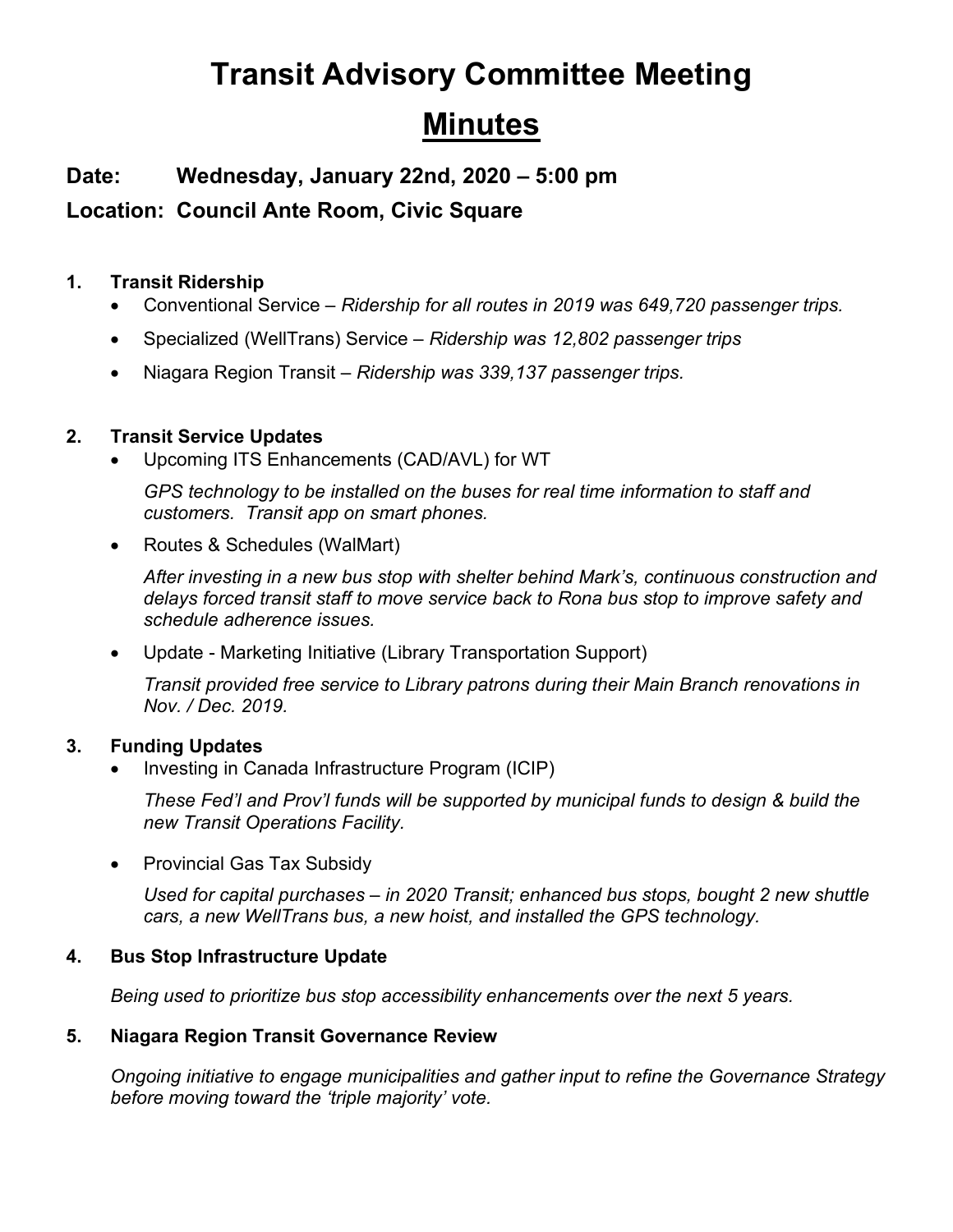# Transit Advisory Committee Meeting

## Minutes

**Date: Wednesday, January 22nd, 2020 – 5:00 pm**

**Location: Council Ante Room, Civic Square**

**1. Transit Ridership**

- Conventional Service – *Ridership for all routes in 2019 was 649,720 passenger trips.*
- Specialized (WellTrans) Service – *Ridership was 12,802 passenger trips*
- Niagara Region Transit – *Ridership was 339,137 passenger trips.*

**2. Transit Service Updates**

- Upcoming ITS Enhancements (CAD/AVL) for WT

  *GPS technology to be installed on the buses for real time information to staff and customers. Transit app on smart phones.*

- Routes & Schedules (WalMart)

  *After investing in a new bus stop with shelter behind Mark's, continuous construction and delays forced transit staff to move service back to Rona bus stop to improve safety and schedule adherence issues.*

- Update - Marketing Initiative (Library Transportation Support)

  *Transit provided free service to Library patrons during their Main Branch renovations in Nov. / Dec. 2019.*

**3. Funding Updates**

- Investing in Canada Infrastructure Program (ICIP)

  *These Fed'l and Prov'l funds will be supported by municipal funds to design & build the new Transit Operations Facility.*

- Provincial Gas Tax Subsidy

  *Used for capital purchases – in 2020 Transit; enhanced bus stops, bought 2 new shuttle cars, a new WellTrans bus, a new hoist, and installed the GPS technology.*

**4. Bus Stop Infrastructure Update**

*Being used to prioritize bus stop accessibility enhancements over the next 5 years.*

**5. Niagara Region Transit Governance Review**

*Ongoing initiative to engage municipalities and gather input to refine the Governance Strategy before moving toward the 'triple majority' vote.*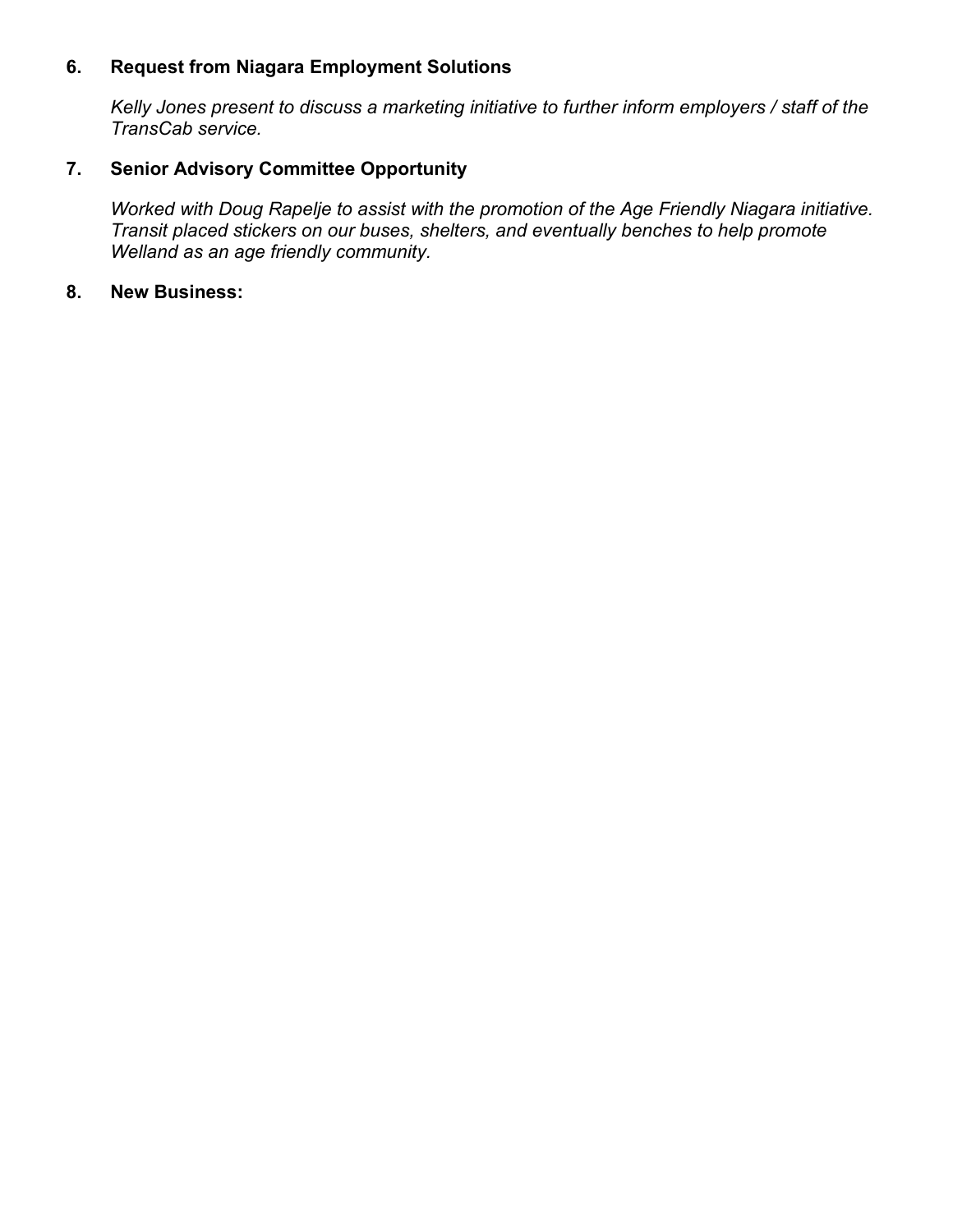**6. Request from Niagara Employment Solutions**

*Kelly Jones present to discuss a marketing initiative to further inform employers / staff of the TransCab service.*

**7. Senior Advisory Committee Opportunity**

*Worked with Doug Rapelje to assist with the promotion of the Age Friendly Niagara initiative. Transit placed stickers on our buses, shelters, and eventually benches to help promote Welland as an age friendly community.*

**8. New Business:**